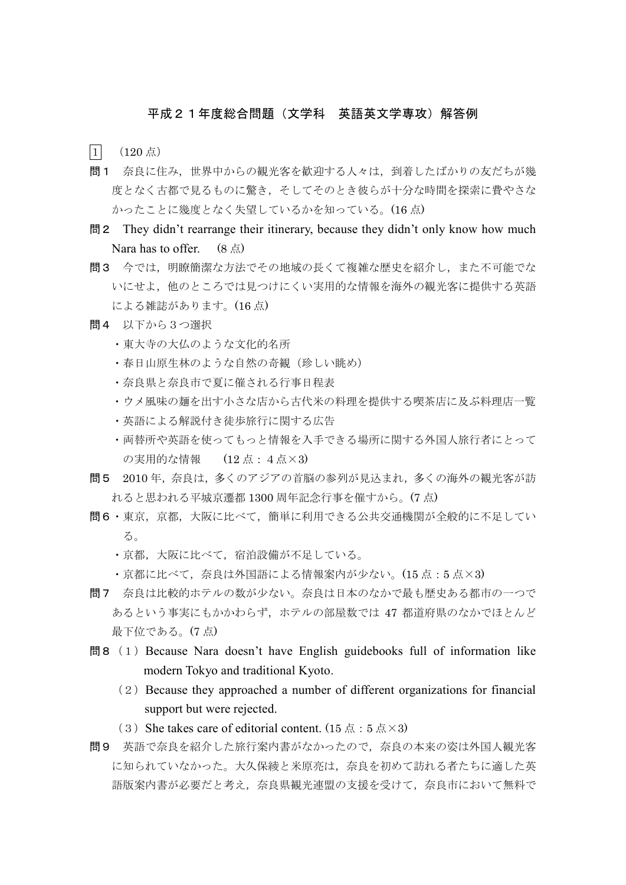# 平成２１年度総合問題（文学科　英語英文学専攻）解答例

1　（120 点）

**問１**　奈良に住み，世界中からの観光客を歓迎する人々は，到着したばかりの友だちが幾度となく古都で見るものに驚き，そしてそのとき彼らが十分な時間を探索に費やさなかったことに幾度となく失望しているかを知っている。(16 点)

**問２**　They didn't rearrange their itinerary, because they didn't only know how much Nara has to offer.　(8 点)

**問３**　今では，明瞭簡潔な方法でその地域の長くて複雑な歴史を紹介し，また不可能でないにせよ，他のところでは見つけにくい実用的な情報を海外の観光客に提供する英語による雑誌があります。(16 点)

**問４**　以下から３つ選択

- 東大寺の大仏のような文化的名所
- 春日山原生林のような自然の奇観（珍しい眺め）
- 奈良県と奈良市で夏に催される行事日程表
- ウメ風味の麺を出す小さな店から古代米の料理を提供する喫茶店に及ぶ料理店一覧
- 英語による解説付き徒歩旅行に関する広告
- 両替所や英語を使ってもっと情報を入手できる場所に関する外国人旅行者にとっての実用的な情報　(12 点： 4 点×3)

**問５**　2010 年，奈良は，多くのアジアの首脳の参列が見込まれ，多くの海外の観光客が訪れると思われる平城京遷都 1300 周年記念行事を催すから。(7 点)

**問６**
- 東京，京都，大阪に比べて，簡単に利用できる公共交通機関が全般的に不足している。
- 京都，大阪に比べて，宿泊設備が不足している。
- 京都に比べて，奈良は外国語による情報案内が少ない。(15 点：5 点×3)

**問７**　奈良は比較的ホテルの数が少ない。奈良は日本のなかで最も歴史ある都市の一つであるという事実にもかかわらず，ホテルの部屋数では 47 都道府県のなかでほとんど最下位である。(7 点)

**問８**
（１）Because Nara doesn't have English guidebooks full of information like modern Tokyo and traditional Kyoto.
（２）Because they approached a number of different organizations for financial support but were rejected.
（３）She takes care of editorial content. (15 点：5 点×3)

**問９**　英語で奈良を紹介した旅行案内書がなかったので，奈良の本来の姿は外国人観光客に知られていなかった。大久保綾と米原亮は，奈良を初めて訪れる者たちに適した英語版案内書が必要だと考え，奈良県観光連盟の支援を受けて，奈良市において無料で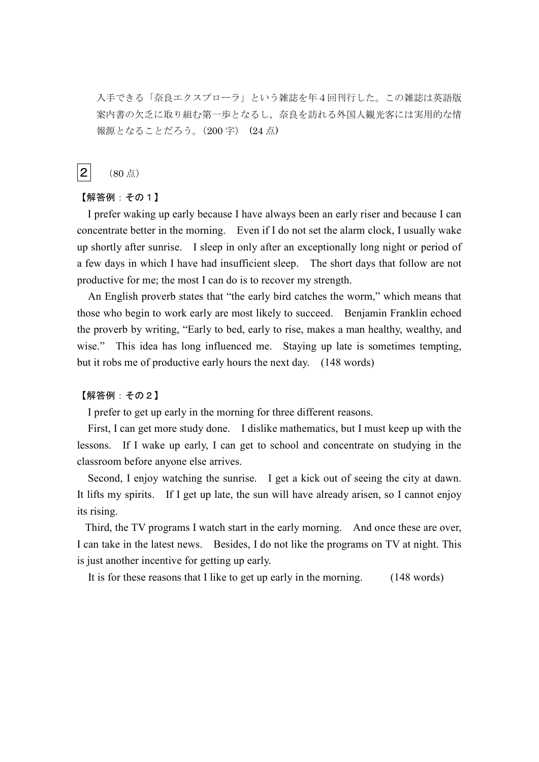入手できる「奈良エクスプローラ」という雑誌を年４回刊行した。この雑誌は英語版案内書の欠乏に取り組む第一歩となるし，奈良を訪れる外国人観光客には実用的な情報源となることだろう。(200 字) (24 点)

## 2 (80 点)

**【解答例：その１】**

I prefer waking up early because I have always been an early riser and because I can concentrate better in the morning. Even if I do not set the alarm clock, I usually wake up shortly after sunrise. I sleep in only after an exceptionally long night or period of a few days in which I have had insufficient sleep. The short days that follow are not productive for me; the most I can do is to recover my strength.

An English proverb states that "the early bird catches the worm," which means that those who begin to work early are most likely to succeed. Benjamin Franklin echoed the proverb by writing, "Early to bed, early to rise, makes a man healthy, wealthy, and wise." This idea has long influenced me. Staying up late is sometimes tempting, but it robs me of productive early hours the next day. (148 words)

**【解答例：その２】**

I prefer to get up early in the morning for three different reasons.

First, I can get more study done. I dislike mathematics, but I must keep up with the lessons. If I wake up early, I can get to school and concentrate on studying in the classroom before anyone else arrives.

Second, I enjoy watching the sunrise. I get a kick out of seeing the city at dawn. It lifts my spirits. If I get up late, the sun will have already arisen, so I cannot enjoy its rising.

Third, the TV programs I watch start in the early morning. And once these are over, I can take in the latest news. Besides, I do not like the programs on TV at night. This is just another incentive for getting up early.

It is for these reasons that I like to get up early in the morning. (148 words)